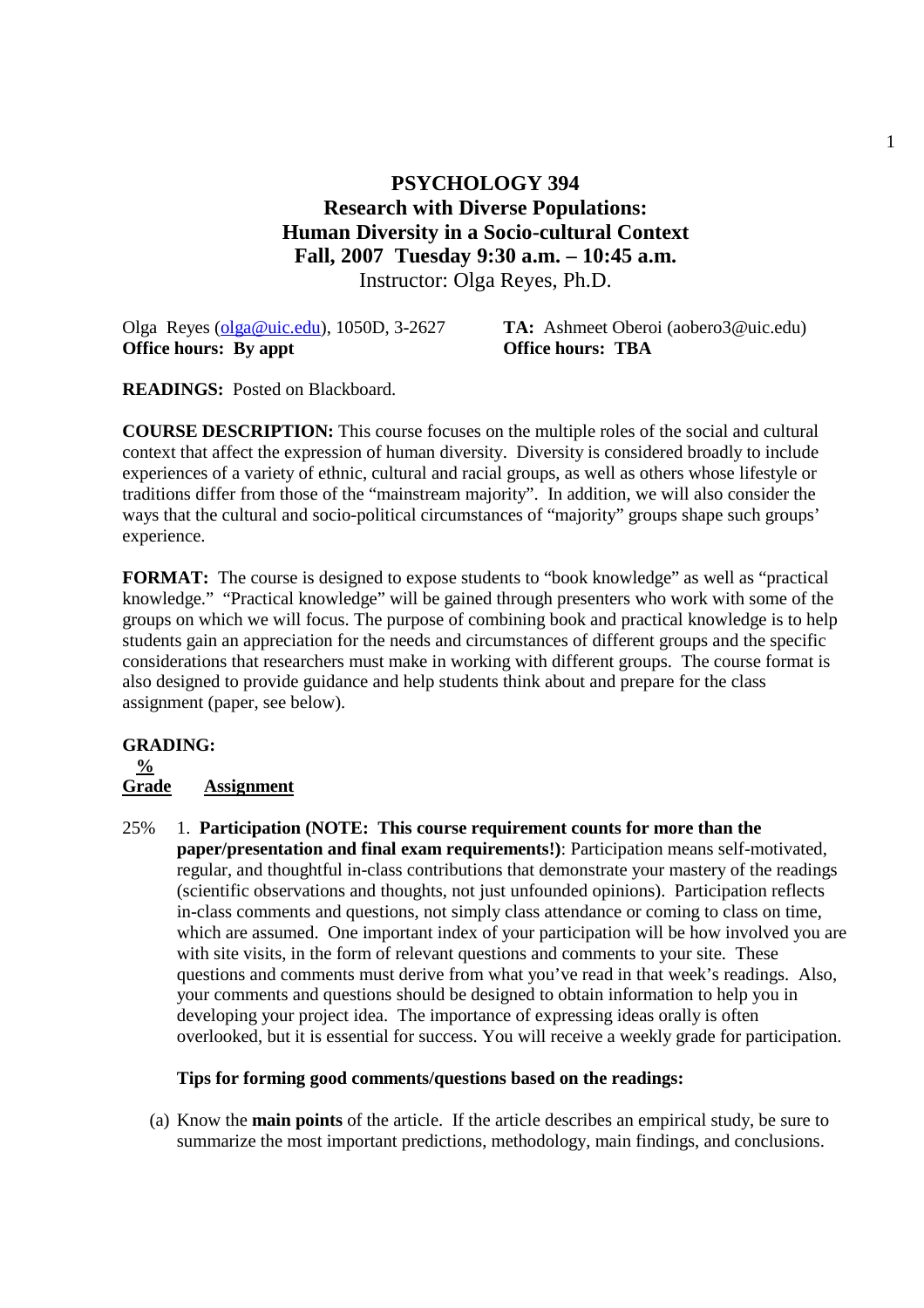# PSYCHOLOGY 394
## Research with Diverse Populations: Human Diversity in a Socio-cultural Context
### Fall, 2007 Tuesday 9:30 a.m. – 10:45 a.m.

Instructor: Olga Reyes, Ph.D.

Olga Reyes (olga@uic.edu), 1050D, 3-2627
**Office hours: By appt**

**TA:** Ashmeet Oberoi (aobero3@uic.edu)
**Office hours: TBA**

**READINGS:** Posted on Blackboard.

**COURSE DESCRIPTION:** This course focuses on the multiple roles of the social and cultural context that affect the expression of human diversity. Diversity is considered broadly to include experiences of a variety of ethnic, cultural and racial groups, as well as others whose lifestyle or traditions differ from those of the "mainstream majority". In addition, we will also consider the ways that the cultural and socio-political circumstances of "majority" groups shape such groups' experience.

**FORMAT:** The course is designed to expose students to "book knowledge" as well as "practical knowledge." "Practical knowledge" will be gained through presenters who work with some of the groups on which we will focus. The purpose of combining book and practical knowledge is to help students gain an appreciation for the needs and circumstances of different groups and the specific considerations that researchers must make in working with different groups. The course format is also designed to provide guidance and help students think about and prepare for the class assignment (paper, see below).

**GRADING:**

**% Grade** &nbsp;&nbsp; **Assignment**

25% &nbsp; 1. **Participation (NOTE: This course requirement counts for more than the paper/presentation and final exam requirements!)**: Participation means self-motivated, regular, and thoughtful in-class contributions that demonstrate your mastery of the readings (scientific observations and thoughts, not just unfounded opinions). Participation reflects in-class comments and questions, not simply class attendance or coming to class on time, which are assumed. One important index of your participation will be how involved you are with site visits, in the form of relevant questions and comments to your site. These questions and comments must derive from what you've read in that week's readings. Also, your comments and questions should be designed to obtain information to help you in developing your project idea. The importance of expressing ideas orally is often overlooked, but it is essential for success. You will receive a weekly grade for participation.

**Tips for forming good comments/questions based on the readings:**

(a) Know the **main points** of the article. If the article describes an empirical study, be sure to summarize the most important predictions, methodology, main findings, and conclusions.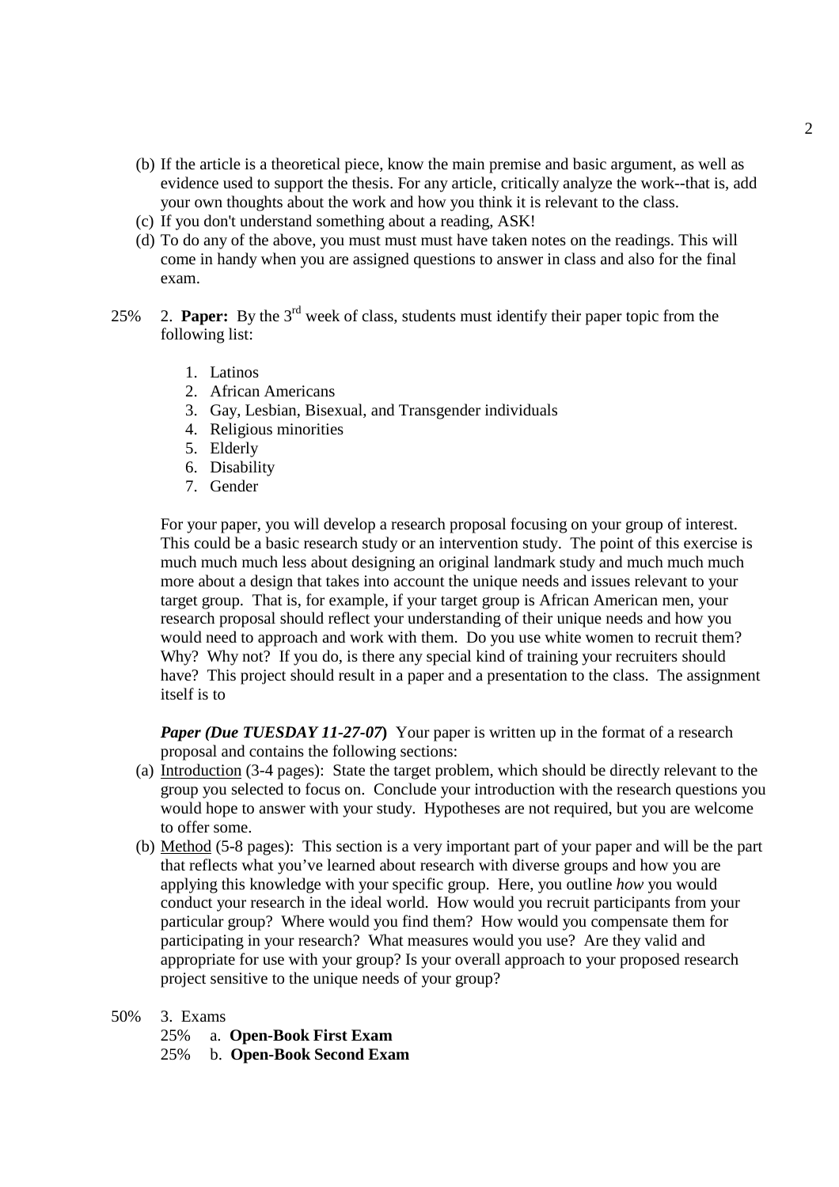(b) If the article is a theoretical piece, know the main premise and basic argument, as well as evidence used to support the thesis. For any article, critically analyze the work--that is, add your own thoughts about the work and how you think it is relevant to the class.

(c) If you don't understand something about a reading, ASK!

(d) To do any of the above, you must must must have taken notes on the readings. This will come in handy when you are assigned questions to answer in class and also for the final exam.

25% 2. **Paper:** By the 3rd week of class, students must identify their paper topic from the following list:

1. Latinos
2. African Americans
3. Gay, Lesbian, Bisexual, and Transgender individuals
4. Religious minorities
5. Elderly
6. Disability
7. Gender

For your paper, you will develop a research proposal focusing on your group of interest. This could be a basic research study or an intervention study. The point of this exercise is much much much less about designing an original landmark study and much much much more about a design that takes into account the unique needs and issues relevant to your target group. That is, for example, if your target group is African American men, your research proposal should reflect your understanding of their unique needs and how you would need to approach and work with them. Do you use white women to recruit them? Why? Why not? If you do, is there any special kind of training your recruiters should have? This project should result in a paper and a presentation to the class. The assignment itself is to

***Paper (Due TUESDAY 11-27-07)*** Your paper is written up in the format of a research proposal and contains the following sections:

(a) <u>Introduction</u> (3-4 pages): State the target problem, which should be directly relevant to the group you selected to focus on. Conclude your introduction with the research questions you would hope to answer with your study. Hypotheses are not required, but you are welcome to offer some.

(b) <u>Method</u> (5-8 pages): This section is a very important part of your paper and will be the part that reflects what you've learned about research with diverse groups and how you are applying this knowledge with your specific group. Here, you outline *how* you would conduct your research in the ideal world. How would you recruit participants from your particular group? Where would you find them? How would you compensate them for participating in your research? What measures would you use? Are they valid and appropriate for use with your group? Is your overall approach to your proposed research project sensitive to the unique needs of your group?

50% 3. Exams

- 25% a. **Open-Book First Exam**
- 25% b. **Open-Book Second Exam**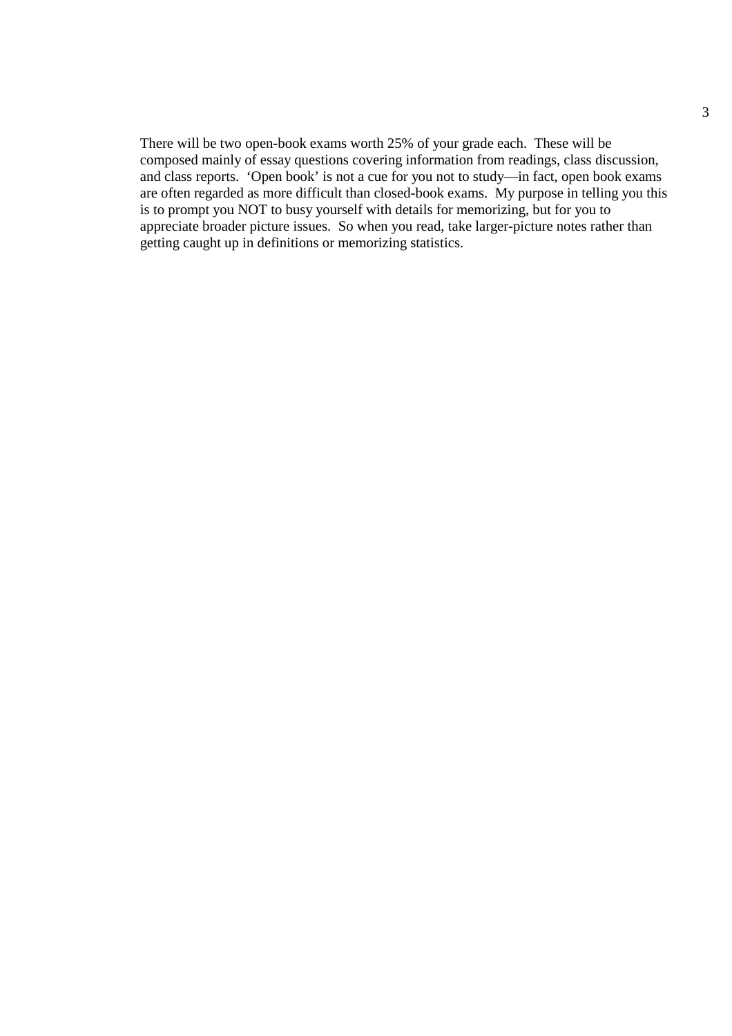There will be two open-book exams worth 25% of your grade each. These will be composed mainly of essay questions covering information from readings, class discussion, and class reports. 'Open book' is not a cue for you not to study—in fact, open book exams are often regarded as more difficult than closed-book exams. My purpose in telling you this is to prompt you NOT to busy yourself with details for memorizing, but for you to appreciate broader picture issues. So when you read, take larger-picture notes rather than getting caught up in definitions or memorizing statistics.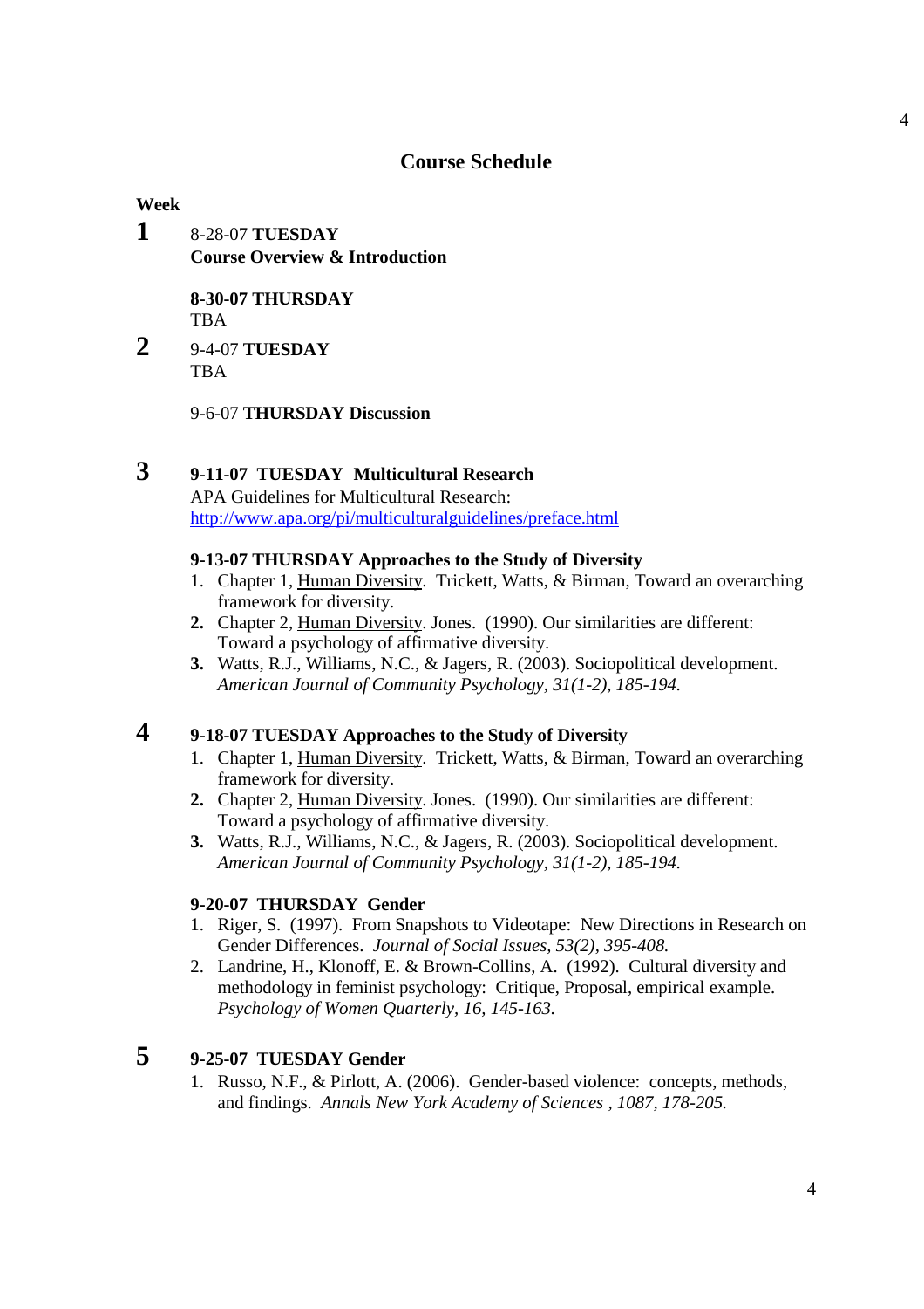## Course Schedule

**Week**

**1** 8-28-07 **TUESDAY**
**Course Overview & Introduction**

**8-30-07 THURSDAY**
TBA

**2** 9-4-07 **TUESDAY**
TBA

9-6-07 **THURSDAY Discussion**

**3** **9-11-07 TUESDAY Multicultural Research**
APA Guidelines for Multicultural Research:
http://www.apa.org/pi/multiculturalguidelines/preface.html

**9-13-07 THURSDAY Approaches to the Study of Diversity**

1. Chapter 1, Human Diversity. Trickett, Watts, & Birman, Toward an overarching framework for diversity.
2. Chapter 2, Human Diversity. Jones. (1990). Our similarities are different: Toward a psychology of affirmative diversity.
3. Watts, R.J., Williams, N.C., & Jagers, R. (2003). Sociopolitical development. *American Journal of Community Psychology, 31(1-2), 185-194.*

**4** **9-18-07 TUESDAY Approaches to the Study of Diversity**

1. Chapter 1, Human Diversity. Trickett, Watts, & Birman, Toward an overarching framework for diversity.
2. Chapter 2, Human Diversity. Jones. (1990). Our similarities are different: Toward a psychology of affirmative diversity.
3. Watts, R.J., Williams, N.C., & Jagers, R. (2003). Sociopolitical development. *American Journal of Community Psychology, 31(1-2), 185-194.*

**9-20-07 THURSDAY Gender**

1. Riger, S. (1997). From Snapshots to Videotape: New Directions in Research on Gender Differences. *Journal of Social Issues, 53(2), 395-408.*
2. Landrine, H., Klonoff, E. & Brown-Collins, A. (1992). Cultural diversity and methodology in feminist psychology: Critique, Proposal, empirical example. *Psychology of Women Quarterly, 16, 145-163.*

**5** **9-25-07 TUESDAY Gender**

1. Russo, N.F., & Pirlott, A. (2006). Gender-based violence: concepts, methods, and findings. *Annals New York Academy of Sciences , 1087, 178-205.*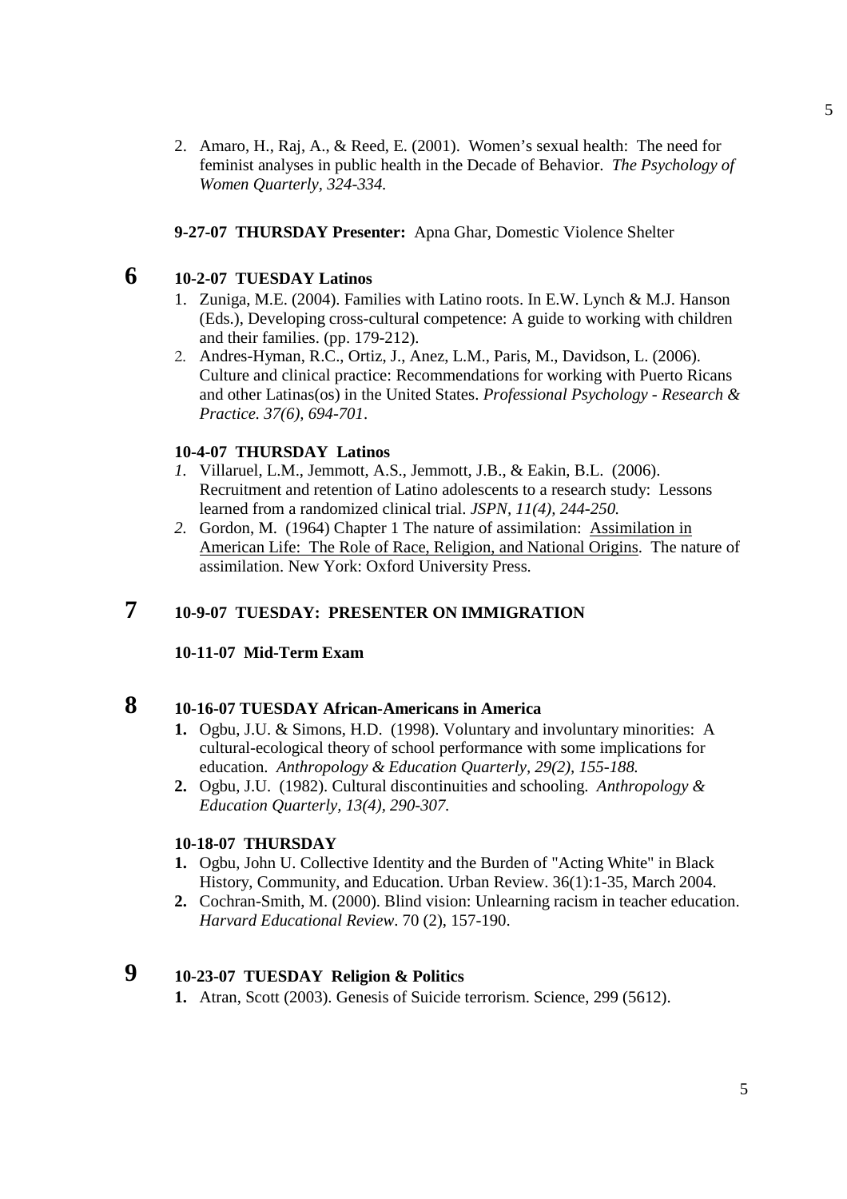2. Amaro, H., Raj, A., & Reed, E. (2001). Women's sexual health: The need for feminist analyses in public health in the Decade of Behavior. *The Psychology of Women Quarterly, 324-334.*

**9-27-07 THURSDAY Presenter:** Apna Ghar, Domestic Violence Shelter

**6** **10-2-07 TUESDAY Latinos**

1. Zuniga, M.E. (2004). Families with Latino roots. In E.W. Lynch & M.J. Hanson (Eds.), Developing cross-cultural competence: A guide to working with children and their families. (pp. 179-212).
2. Andres-Hyman, R.C., Ortiz, J., Anez, L.M., Paris, M., Davidson, L. (2006). Culture and clinical practice: Recommendations for working with Puerto Ricans and other Latinas(os) in the United States. *Professional Psychology - Research & Practice. 37(6), 694-701*.

**10-4-07 THURSDAY Latinos**

1. Villaruel, L.M., Jemmott, A.S., Jemmott, J.B., & Eakin, B.L. (2006). Recruitment and retention of Latino adolescents to a research study: Lessons learned from a randomized clinical trial. *JSPN, 11(4), 244-250.*
2. Gordon, M. (1964) Chapter 1 The nature of assimilation: <u>Assimilation in American Life: The Role of Race, Religion, and National Origins</u>. The nature of assimilation. New York: Oxford University Press.

**7** **10-9-07 TUESDAY: PRESENTER ON IMMIGRATION**

**10-11-07 Mid-Term Exam**

**8** **10-16-07 TUESDAY African-Americans in America**

1. Ogbu, J.U. & Simons, H.D. (1998). Voluntary and involuntary minorities: A cultural-ecological theory of school performance with some implications for education. *Anthropology & Education Quarterly, 29(2), 155-188.*
2. Ogbu, J.U. (1982). Cultural discontinuities and schooling. *Anthropology & Education Quarterly, 13(4), 290-307.*

**10-18-07 THURSDAY**

1. Ogbu, John U. Collective Identity and the Burden of "Acting White" in Black History, Community, and Education. Urban Review. 36(1):1-35, March 2004.
2. Cochran-Smith, M. (2000). Blind vision: Unlearning racism in teacher education. *Harvard Educational Review*. 70 (2), 157-190.

**9** **10-23-07 TUESDAY Religion & Politics**

1. Atran, Scott (2003). Genesis of Suicide terrorism. Science, 299 (5612).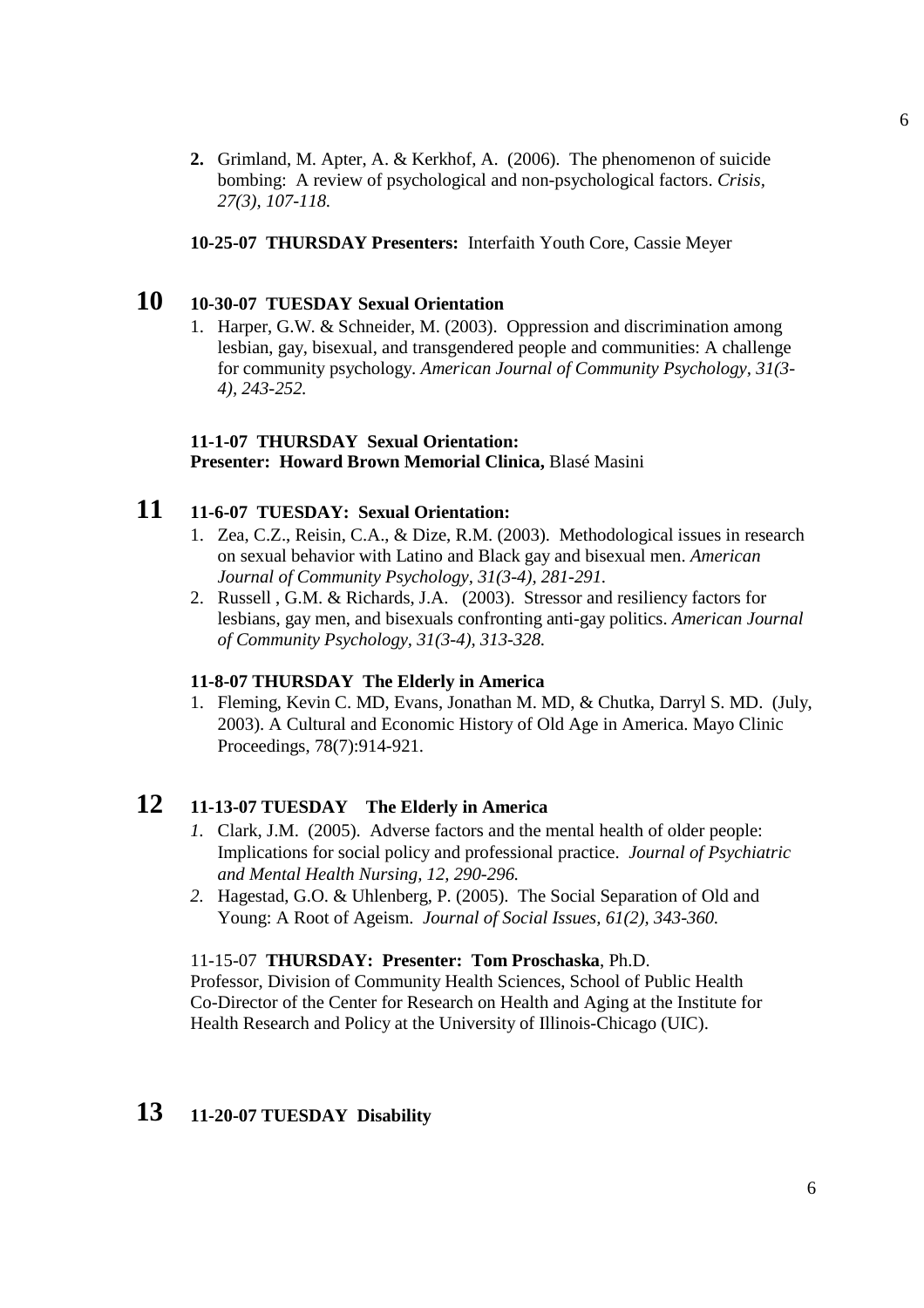2. Grimland, M. Apter, A. & Kerkhof, A. (2006). The phenomenon of suicide bombing: A review of psychological and non-psychological factors. *Crisis, 27(3), 107-118.*

**10-25-07 THURSDAY Presenters:** Interfaith Youth Core, Cassie Meyer

## 10 **10-30-07 TUESDAY Sexual Orientation**

1. Harper, G.W. & Schneider, M. (2003). Oppression and discrimination among lesbian, gay, bisexual, and transgendered people and communities: A challenge for community psychology. *American Journal of Community Psychology, 31(3-4), 243-252.*

**11-1-07 THURSDAY Sexual Orientation:**
**Presenter: Howard Brown Memorial Clinica,** Blasé Masini

## 11 **11-6-07 TUESDAY: Sexual Orientation:**

1. Zea, C.Z., Reisin, C.A., & Dize, R.M. (2003). Methodological issues in research on sexual behavior with Latino and Black gay and bisexual men. *American Journal of Community Psychology, 31(3-4), 281-291.*
2. Russell , G.M. & Richards, J.A. (2003). Stressor and resiliency factors for lesbians, gay men, and bisexuals confronting anti-gay politics. *American Journal of Community Psychology, 31(3-4), 313-328.*

**11-8-07 THURSDAY The Elderly in America**

1. Fleming, Kevin C. MD, Evans, Jonathan M. MD, & Chutka, Darryl S. MD. (July, 2003). A Cultural and Economic History of Old Age in America. Mayo Clinic Proceedings, 78(7):914-921.

## 12 **11-13-07 TUESDAY The Elderly in America**

1. Clark, J.M. (2005). Adverse factors and the mental health of older people: Implications for social policy and professional practice. *Journal of Psychiatric and Mental Health Nursing, 12, 290-296.*
2. Hagestad, G.O. & Uhlenberg, P. (2005). The Social Separation of Old and Young: A Root of Ageism. *Journal of Social Issues, 61(2), 343-360.*

11-15-07 **THURSDAY: Presenter: Tom Proschaska**, Ph.D.
Professor, Division of Community Health Sciences, School of Public Health
Co-Director of the Center for Research on Health and Aging at the Institute for Health Research and Policy at the University of Illinois-Chicago (UIC).

## 13 **11-20-07 TUESDAY Disability**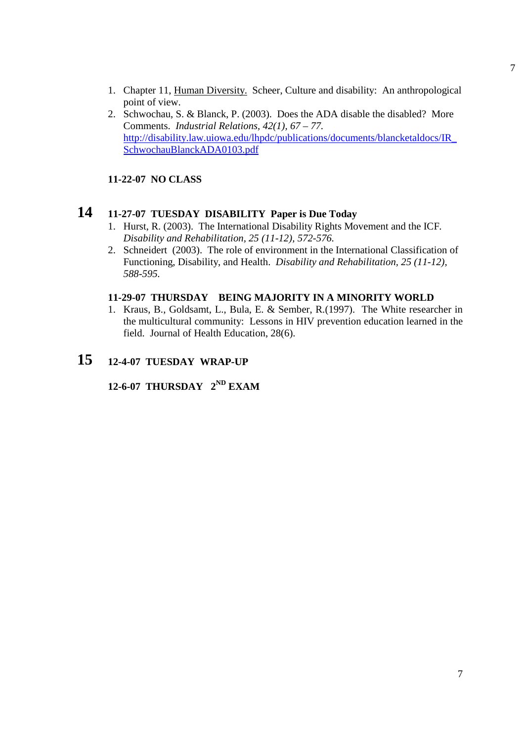1. Chapter 11, Human Diversity. Scheer, Culture and disability: An anthropological point of view.
2. Schwochau, S. & Blanck, P. (2003). Does the ADA disable the disabled? More Comments. *Industrial Relations, 42(1), 67 – 77.* http://disability.law.uiowa.edu/lhpdc/publications/documents/blancketaldocs/IR_SchwochauBlanckADA0103.pdf

**11-22-07 NO CLASS**

## 14

**11-27-07 TUESDAY DISABILITY Paper is Due Today**

1. Hurst, R. (2003). The International Disability Rights Movement and the ICF. *Disability and Rehabilitation, 25 (11-12), 572-576.*
2. Schneidert (2003). The role of environment in the International Classification of Functioning, Disability, and Health. *Disability and Rehabilitation, 25 (11-12), 588-595.*

**11-29-07 THURSDAY BEING MAJORITY IN A MINORITY WORLD**

1. Kraus, B., Goldsamt, L., Bula, E. & Sember, R.(1997). The White researcher in the multicultural community: Lessons in HIV prevention education learned in the field. Journal of Health Education, 28(6).

## 15

**12-4-07 TUESDAY WRAP-UP**

**12-6-07 THURSDAY 2ND EXAM**